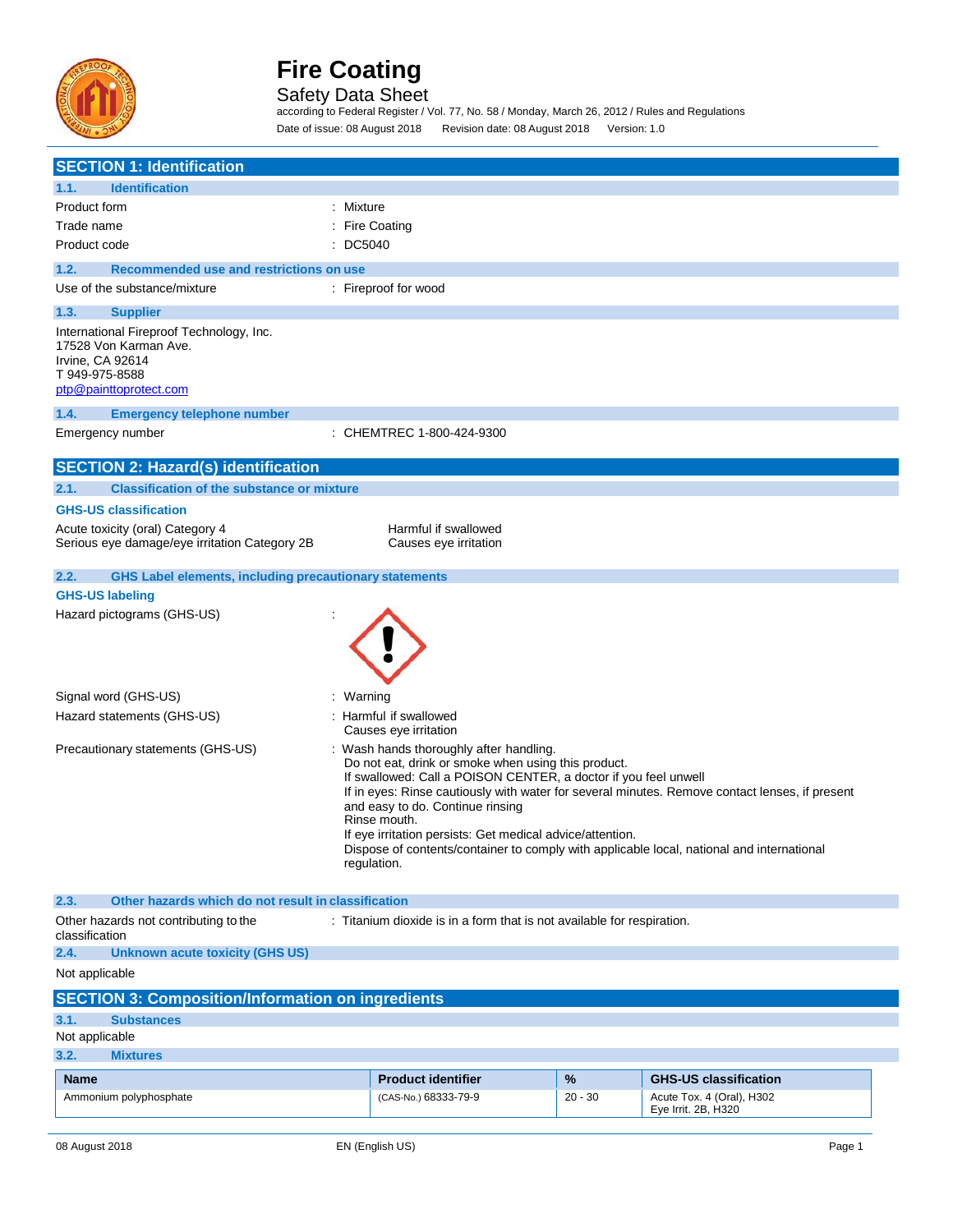# Fire Coating

Safety Data Sheet

according to Federal Register / Vol. 77, No. 58 / Monday, March 26, 2012 / Rules and Regulations

Date of issue: 08 August 2018 Revision date: 08 August 2018 Version: 1.0

## SECTION 1: Identification

### 1.1. Identification

Product form : Mixture

Trade name : Fire Coating

Product code : DC5040

### 1.2. Recommended use and restrictions on use

Use of the substance/mixture : Fireproof for wood

### 1.3. Supplier

International Fireproof Technology, Inc.
17528 Von Karman Ave.
Irvine, CA 92614
T 949-975-8588
ptp@painttoprotect.com

### 1.4. Emergency telephone number

Emergency number : CHEMTREC 1-800-424-9300

## SECTION 2: Hazard(s) identification

### 2.1. Classification of the substance or mixture

**GHS-US classification**

Acute toxicity (oral) Category 4 Harmful if swallowed
Serious eye damage/eye irritation Category 2B Causes eye irritation

### 2.2. GHS Label elements, including precautionary statements

**GHS-US labeling**

Hazard pictograms (GHS-US) :

Signal word (GHS-US) : Warning

Hazard statements (GHS-US) : Harmful if swallowed
Causes eye irritation

Precautionary statements (GHS-US) : Wash hands thoroughly after handling.
Do not eat, drink or smoke when using this product.
If swallowed: Call a POISON CENTER, a doctor if you feel unwell
If in eyes: Rinse cautiously with water for several minutes. Remove contact lenses, if present and easy to do. Continue rinsing
Rinse mouth.
If eye irritation persists: Get medical advice/attention.
Dispose of contents/container to comply with applicable local, national and international regulation.

### 2.3. Other hazards which do not result in classification

Other hazards not contributing to the classification : Titanium dioxide is in a form that is not available for respiration.

### 2.4. Unknown acute toxicity (GHS US)

Not applicable

## SECTION 3: Composition/Information on ingredients

### 3.1. Substances

Not applicable

### 3.2. Mixtures

| Name | Product identifier | % | GHS-US classification |
|---|---|---|---|
| Ammonium polyphosphate | (CAS-No.) 68333-79-9 | 20 - 30 | Acute Tox. 4 (Oral), H302<br>Eye Irrit. 2B, H320 |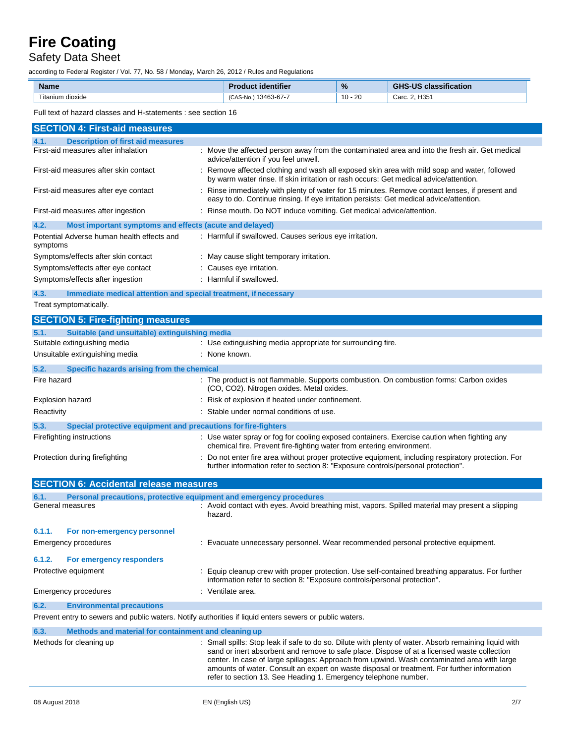| Name | Product identifier | % | GHS-US classification |
|---|---|---|---|
| Titanium dioxide | (CAS-No.) 13463-67-7 | 10 - 20 | Carc. 2, H351 |

Full text of hazard classes and H-statements : see section 16

## SECTION 4: First-aid measures

### 4.1. Description of first aid measures

First-aid measures after inhalation : Move the affected person away from the contaminated area and into the fresh air. Get medical advice/attention if you feel unwell.

First-aid measures after skin contact : Remove affected clothing and wash all exposed skin area with mild soap and water, followed by warm water rinse. If skin irritation or rash occurs: Get medical advice/attention.

First-aid measures after eye contact : Rinse immediately with plenty of water for 15 minutes. Remove contact lenses, if present and easy to do. Continue rinsing. If eye irritation persists: Get medical advice/attention.

First-aid measures after ingestion : Rinse mouth. Do NOT induce vomiting. Get medical advice/attention.

### 4.2. Most important symptoms and effects (acute and delayed)

Potential Adverse human health effects and symptoms : Harmful if swallowed. Causes serious eye irritation.

Symptoms/effects after skin contact : May cause slight temporary irritation.

Symptoms/effects after eye contact : Causes eye irritation.

Symptoms/effects after ingestion : Harmful if swallowed.

### 4.3. Immediate medical attention and special treatment, if necessary

Treat symptomatically.

## SECTION 5: Fire-fighting measures

### 5.1. Suitable (and unsuitable) extinguishing media

Suitable extinguishing media : Use extinguishing media appropriate for surrounding fire.

Unsuitable extinguishing media : None known.

### 5.2. Specific hazards arising from the chemical

Fire hazard : The product is not flammable. Supports combustion. On combustion forms: Carbon oxides (CO, $CO_2$). Nitrogen oxides. Metal oxides.

Explosion hazard : Risk of explosion if heated under confinement.

Reactivity : Stable under normal conditions of use.

### 5.3. Special protective equipment and precautions for fire-fighters

Firefighting instructions : Use water spray or fog for cooling exposed containers. Exercise caution when fighting any chemical fire. Prevent fire-fighting water from entering environment.

Protection during firefighting : Do not enter fire area without proper protective equipment, including respiratory protection. For further information refer to section 8: "Exposure controls/personal protection".

## SECTION 6: Accidental release measures

### 6.1. Personal precautions, protective equipment and emergency procedures

General measures : Avoid contact with eyes. Avoid breathing mist, vapors. Spilled material may present a slipping hazard.

#### 6.1.1. For non-emergency personnel

Emergency procedures : Evacuate unnecessary personnel. Wear recommended personal protective equipment.

#### 6.1.2. For emergency responders

Protective equipment : Equip cleanup crew with proper protection. Use self-contained breathing apparatus. For further information refer to section 8: "Exposure controls/personal protection".

Emergency procedures : Ventilate area.

### 6.2. Environmental precautions

Prevent entry to sewers and public waters. Notify authorities if liquid enters sewers or public waters.

### 6.3. Methods and material for containment and cleaning up

Methods for cleaning up : Small spills: Stop leak if safe to do so. Dilute with plenty of water. Absorb remaining liquid with sand or inert absorbent and remove to safe place. Dispose of at a licensed waste collection center. In case of large spillages: Approach from upwind. Wash contaminated area with large amounts of water. Consult an expert on waste disposal or treatment. For further information refer to section 13. See Heading 1. Emergency telephone number.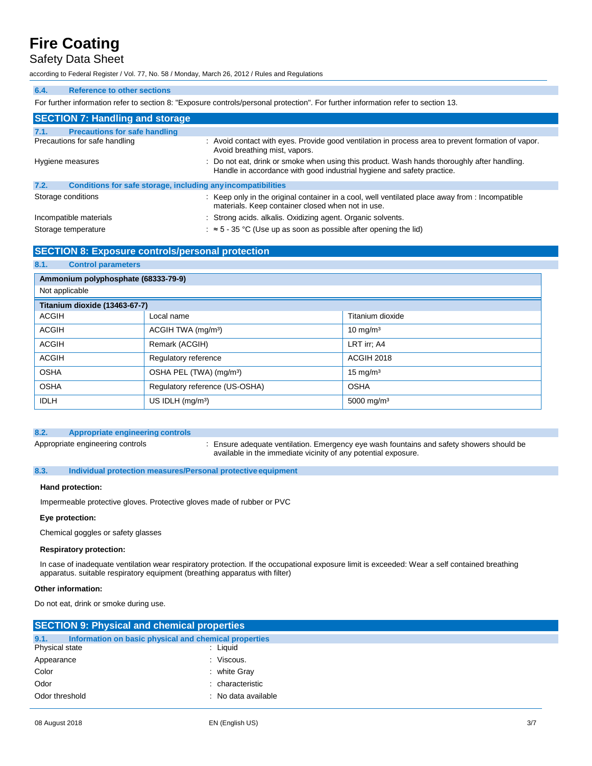### 6.4. Reference to other sections

For further information refer to section 8: "Exposure controls/personal protection". For further information refer to section 13.

## SECTION 7: Handling and storage

### 7.1. Precautions for safe handling

Precautions for safe handling : Avoid contact with eyes. Provide good ventilation in process area to prevent formation of vapor. Avoid breathing mist, vapors.

Hygiene measures : Do not eat, drink or smoke when using this product. Wash hands thoroughly after handling. Handle in accordance with good industrial hygiene and safety practice.

### 7.2. Conditions for safe storage, including any incompatibilities

Storage conditions : Keep only in the original container in a cool, well ventilated place away from : Incompatible materials. Keep container closed when not in use.

Incompatible materials : Strong acids. alkalis. Oxidizing agent. Organic solvents.

Storage temperature : ≈ 5 - 35 °C (Use up as soon as possible after opening the lid)

## SECTION 8: Exposure controls/personal protection

### 8.1. Control parameters

| Ammonium polyphosphate (68333-79-9) | | |
|---|---|---|
| Not applicable | | |

| Titanium dioxide (13463-67-7) | | |
|---|---|---|
| ACGIH | Local name | Titanium dioxide |
| ACGIH | ACGIH TWA (mg/m³) | 10 mg/m³ |
| ACGIH | Remark (ACGIH) | LRT irr; A4 |
| ACGIH | Regulatory reference | ACGIH 2018 |
| OSHA | OSHA PEL (TWA) (mg/m³) | 15 mg/m³ |
| OSHA | Regulatory reference (US-OSHA) | OSHA |
| IDLH | US IDLH (mg/m³) | 5000 mg/m³ |

### 8.2. Appropriate engineering controls

Appropriate engineering controls : Ensure adequate ventilation. Emergency eye wash fountains and safety showers should be available in the immediate vicinity of any potential exposure.

### 8.3. Individual protection measures/Personal protective equipment

**Hand protection:**

Impermeable protective gloves. Protective gloves made of rubber or PVC

**Eye protection:**

Chemical goggles or safety glasses

**Respiratory protection:**

In case of inadequate ventilation wear respiratory protection. If the occupational exposure limit is exceeded: Wear a self contained breathing apparatus. suitable respiratory equipment (breathing apparatus with filter)

**Other information:**

Do not eat, drink or smoke during use.

## SECTION 9: Physical and chemical properties

### 9.1. Information on basic physical and chemical properties

Physical state : Liquid

Appearance : Viscous.

Color : white Gray

Odor : characteristic

Odor threshold : No data available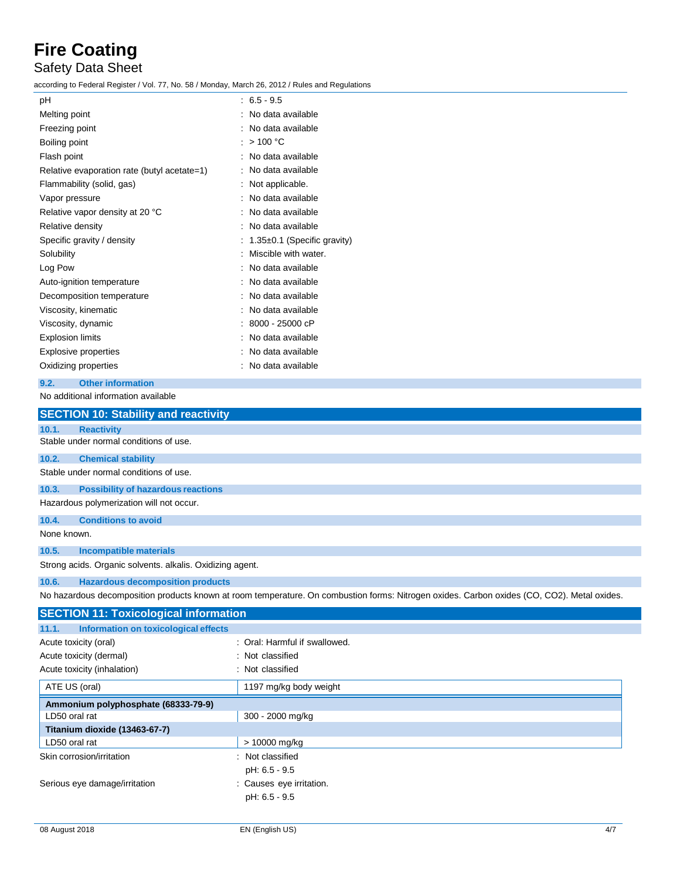| | |
|---|---|
| pH | : 6.5 - 9.5 |
| Melting point | : No data available |
| Freezing point | : No data available |
| Boiling point | : > 100 °C |
| Flash point | : No data available |
| Relative evaporation rate (butyl acetate=1) | : No data available |
| Flammability (solid, gas) | : Not applicable. |
| Vapor pressure | : No data available |
| Relative vapor density at 20 °C | : No data available |
| Relative density | : No data available |
| Specific gravity / density | : 1.35±0.1 (Specific gravity) |
| Solubility | : Miscible with water. |
| Log Pow | : No data available |
| Auto-ignition temperature | : No data available |
| Decomposition temperature | : No data available |
| Viscosity, kinematic | : No data available |
| Viscosity, dynamic | : 8000 - 25000 cP |
| Explosion limits | : No data available |
| Explosive properties | : No data available |
| Oxidizing properties | : No data available |

### 9.2. Other information

No additional information available

## SECTION 10: Stability and reactivity

### 10.1. Reactivity

Stable under normal conditions of use.

### 10.2. Chemical stability

Stable under normal conditions of use.

### 10.3. Possibility of hazardous reactions

Hazardous polymerization will not occur.

### 10.4. Conditions to avoid

None known.

### 10.5. Incompatible materials

Strong acids. Organic solvents. alkalis. Oxidizing agent.

### 10.6. Hazardous decomposition products

No hazardous decomposition products known at room temperature. On combustion forms: Nitrogen oxides. Carbon oxides (CO, $CO_2$). Metal oxides.

## SECTION 11: Toxicological information

### 11.1. Information on toxicological effects

| | |
|---|---|
| Acute toxicity (oral) | : Oral: Harmful if swallowed. |
| Acute toxicity (dermal) | : Not classified |
| Acute toxicity (inhalation) | : Not classified |

| ATE US (oral) | 1197 mg/kg body weight |
|---|---|

| **Ammonium polyphosphate (68333-79-9)** | |
|---|---|
| LD50 oral rat | 300 - 2000 mg/kg |
| **Titanium dioxide (13463-67-7)** | |
| LD50 oral rat | > 10000 mg/kg |

| | |
|---|---|
| Skin corrosion/irritation | : Not classified<br>pH: 6.5 - 9.5 |
| Serious eye damage/irritation | : Causes eye irritation.<br>pH: 6.5 - 9.5 |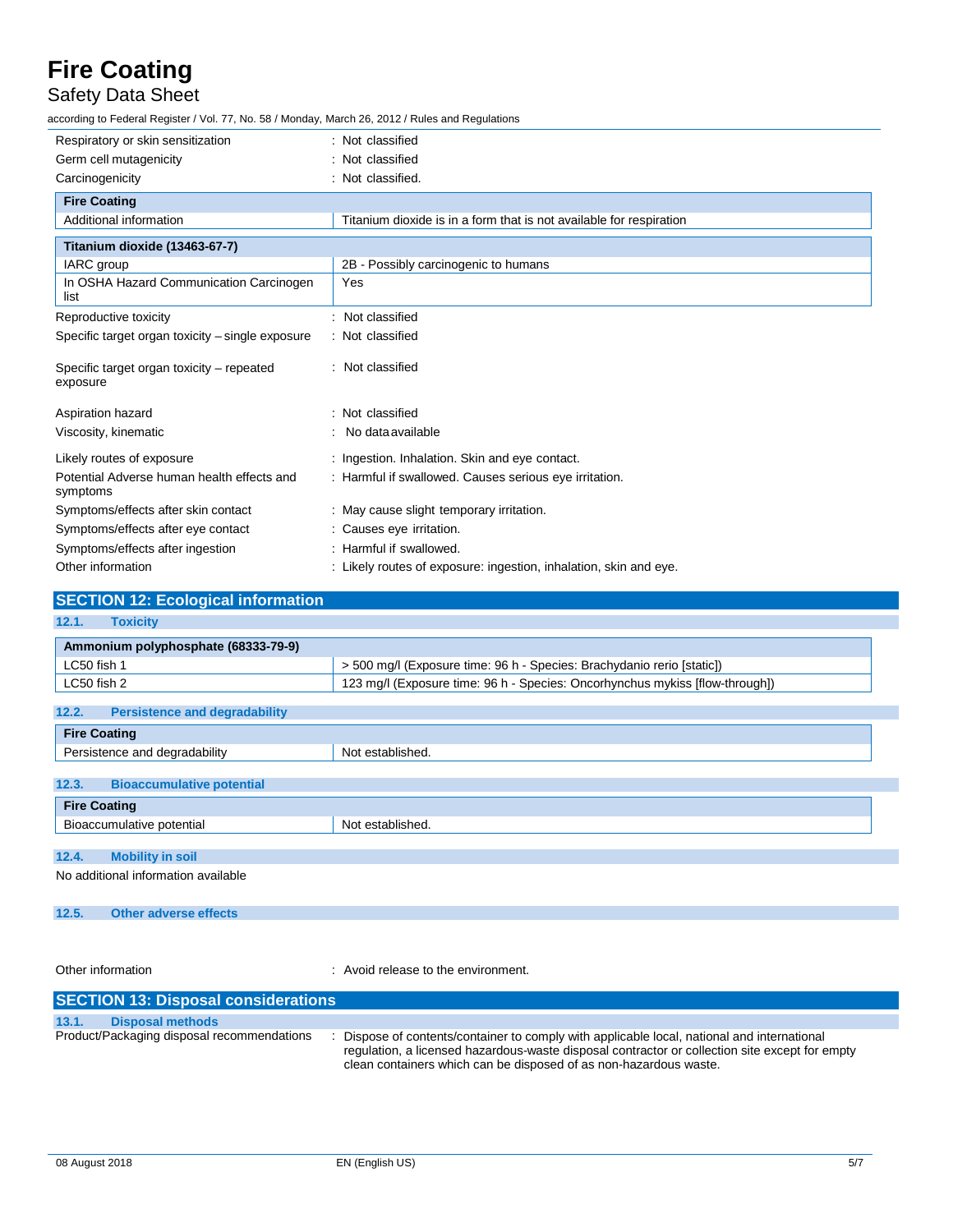| | |
|---|---|
| Respiratory or skin sensitization | : Not classified |
| Germ cell mutagenicity | : Not classified |
| Carcinogenicity | : Not classified. |

| Fire Coating | |
|---|---|
| Additional information | Titanium dioxide is in a form that is not available for respiration |

| Titanium dioxide (13463-67-7) | |
|---|---|
| IARC group | 2B - Possibly carcinogenic to humans |
| In OSHA Hazard Communication Carcinogen list | Yes |

| | |
|---|---|
| Reproductive toxicity | : Not classified |
| Specific target organ toxicity – single exposure | : Not classified |
| Specific target organ toxicity – repeated exposure | : Not classified |
| Aspiration hazard | : Not classified |
| Viscosity, kinematic | : No data available |
| Likely routes of exposure | : Ingestion. Inhalation. Skin and eye contact. |
| Potential Adverse human health effects and symptoms | : Harmful if swallowed. Causes serious eye irritation. |
| Symptoms/effects after skin contact | : May cause slight temporary irritation. |
| Symptoms/effects after eye contact | : Causes eye irritation. |
| Symptoms/effects after ingestion | : Harmful if swallowed. |
| Other information | : Likely routes of exposure: ingestion, inhalation, skin and eye. |

## SECTION 12: Ecological information

### 12.1. Toxicity

| Ammonium polyphosphate (68333-79-9) | |
|---|---|
| LC50 fish 1 | > 500 mg/l (Exposure time: 96 h - Species: Brachydanio rerio [static]) |
| LC50 fish 2 | 123 mg/l (Exposure time: 96 h - Species: Oncorhynchus mykiss [flow-through]) |

### 12.2. Persistence and degradability

| Fire Coating | |
|---|---|
| Persistence and degradability | Not established. |

### 12.3. Bioaccumulative potential

| Fire Coating | |
|---|---|
| Bioaccumulative potential | Not established. |

### 12.4. Mobility in soil

No additional information available

### 12.5. Other adverse effects

| | |
|---|---|
| Other information | : Avoid release to the environment. |

## SECTION 13: Disposal considerations

### 13.1. Disposal methods

| | |
|---|---|
| Product/Packaging disposal recommendations | : Dispose of contents/container to comply with applicable local, national and international regulation, a licensed hazardous-waste disposal contractor or collection site except for empty clean containers which can be disposed of as non-hazardous waste. |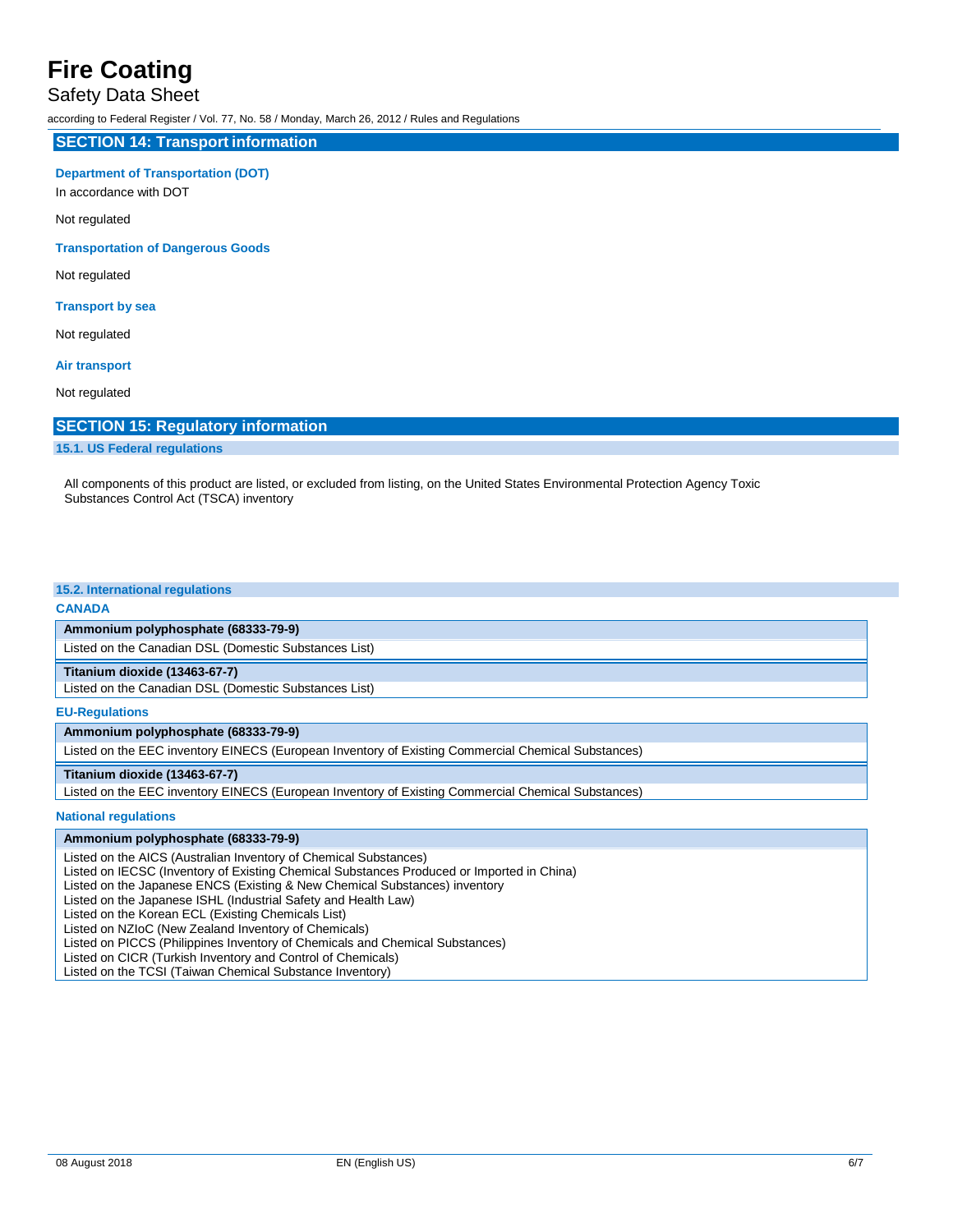## SECTION 14: Transport information

**Department of Transportation (DOT)**

In accordance with DOT

Not regulated

**Transportation of Dangerous Goods**

Not regulated

**Transport by sea**

Not regulated

**Air transport**

Not regulated

## SECTION 15: Regulatory information

### 15.1. US Federal regulations

All components of this product are listed, or excluded from listing, on the United States Environmental Protection Agency Toxic Substances Control Act (TSCA) inventory

### 15.2. International regulations

**CANADA**

| Ammonium polyphosphate (68333-79-9) |
|---|
| Listed on the Canadian DSL (Domestic Substances List) |

| Titanium dioxide (13463-67-7) |
|---|
| Listed on the Canadian DSL (Domestic Substances List) |

**EU-Regulations**

| Ammonium polyphosphate (68333-79-9) |
|---|
| Listed on the EEC inventory EINECS (European Inventory of Existing Commercial Chemical Substances) |

| Titanium dioxide (13463-67-7) |
|---|
| Listed on the EEC inventory EINECS (European Inventory of Existing Commercial Chemical Substances) |

**National regulations**

| Ammonium polyphosphate (68333-79-9) |
|---|
| Listed on the AICS (Australian Inventory of Chemical Substances)<br>Listed on IECSC (Inventory of Existing Chemical Substances Produced or Imported in China)<br>Listed on the Japanese ENCS (Existing & New Chemical Substances) inventory<br>Listed on the Japanese ISHL (Industrial Safety and Health Law)<br>Listed on the Korean ECL (Existing Chemicals List)<br>Listed on NZIoC (New Zealand Inventory of Chemicals)<br>Listed on PICCS (Philippines Inventory of Chemicals and Chemical Substances)<br>Listed on CICR (Turkish Inventory and Control of Chemicals)<br>Listed on the TCSI (Taiwan Chemical Substance Inventory) |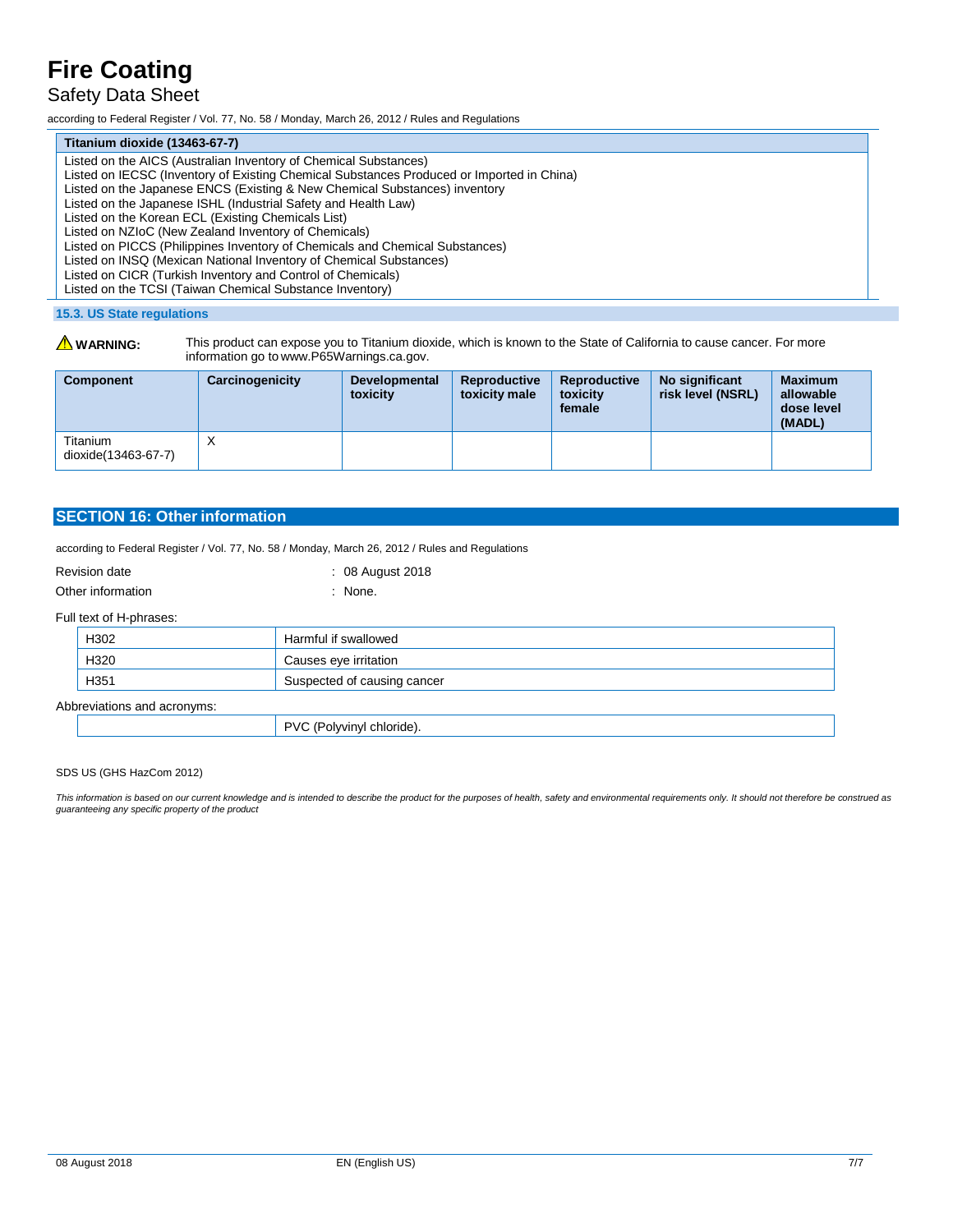| Titanium dioxide (13463-67-7) |
|---|
| Listed on the AICS (Australian Inventory of Chemical Substances)<br>Listed on IECSC (Inventory of Existing Chemical Substances Produced or Imported in China)<br>Listed on the Japanese ENCS (Existing & New Chemical Substances) inventory<br>Listed on the Japanese ISHL (Industrial Safety and Health Law)<br>Listed on the Korean ECL (Existing Chemicals List)<br>Listed on NZIoC (New Zealand Inventory of Chemicals)<br>Listed on PICCS (Philippines Inventory of Chemicals and Chemical Substances)<br>Listed on INSQ (Mexican National Inventory of Chemical Substances)<br>Listed on CICR (Turkish Inventory and Control of Chemicals)<br>Listed on the TCSI (Taiwan Chemical Substance Inventory) |

### 15.3. US State regulations

⚠ **WARNING:** This product can expose you to Titanium dioxide, which is known to the State of California to cause cancer. For more information go to www.P65Warnings.ca.gov.

| Component | Carcinogenicity | Developmental toxicity | Reproductive toxicity male | Reproductive toxicity female | No significant risk level (NSRL) | Maximum allowable dose level (MADL) |
|---|---|---|---|---|---|---|
| Titanium dioxide(13463-67-7) | X | | | | | |

## SECTION 16: Other information

according to Federal Register / Vol. 77, No. 58 / Monday, March 26, 2012 / Rules and Regulations

Revision date : 08 August 2018

Other information : None.

Full text of H-phrases:

| | |
|---|---|
| H302 | Harmful if swallowed |
| H320 | Causes eye irritation |
| H351 | Suspected of causing cancer |

Abbreviations and acronyms:

| | |
|---|---|
| | PVC (Polyvinyl chloride). |

SDS US (GHS HazCom 2012)

*This information is based on our current knowledge and is intended to describe the product for the purposes of health, safety and environmental requirements only. It should not therefore be construed as guaranteeing any specific property of the product*